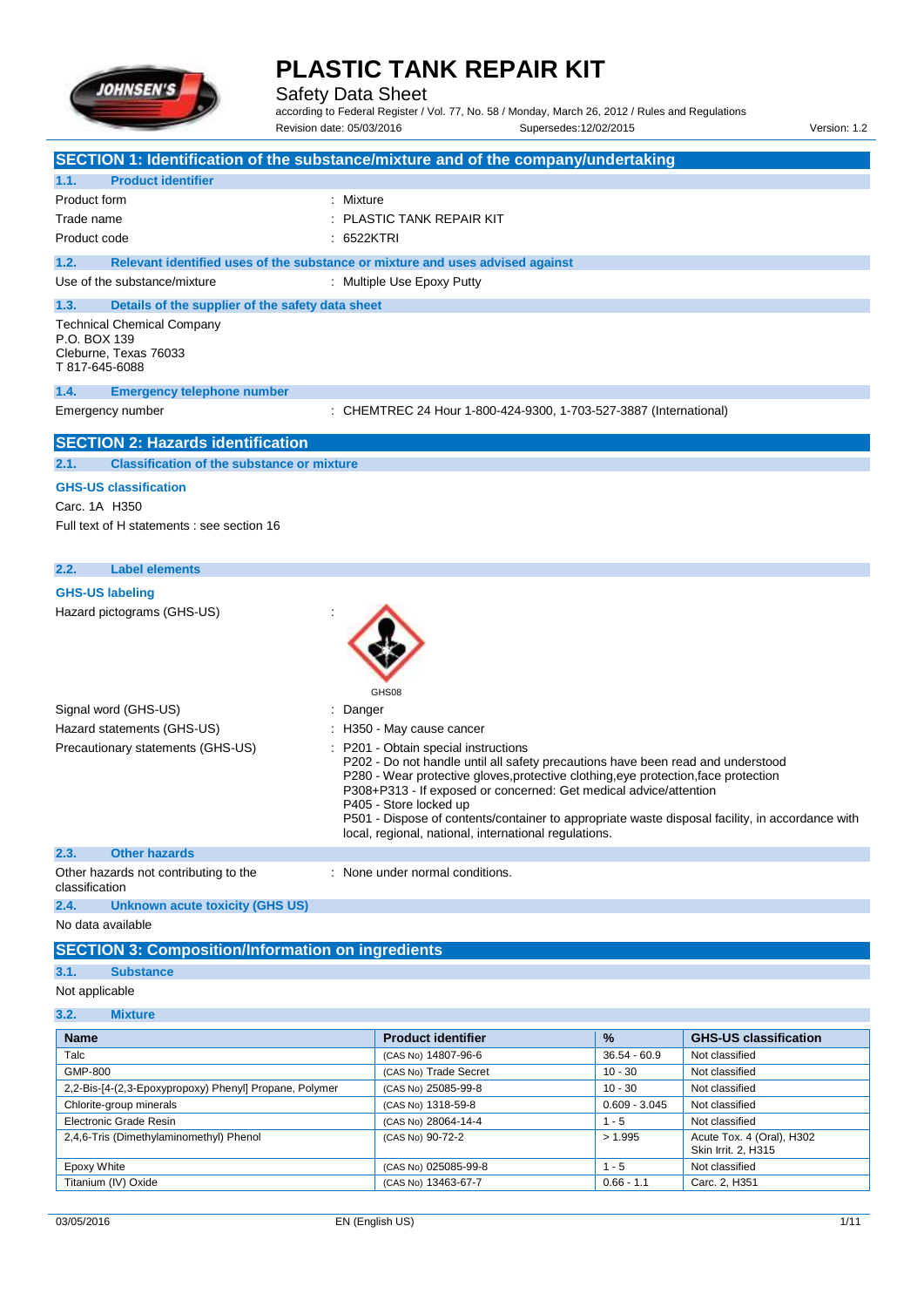# PLASTIC TANK REPAIR KIT

Safety Data Sheet

according to Federal Register / Vol. 77, No. 58 / Monday, March 26, 2012 / Rules and Regulations

Revision date: 05/03/2016 Supersedes:12/02/2015 Version: 1.2

## SECTION 1: Identification of the substance/mixture and of the company/undertaking

### 1.1. Product identifier

Product form : Mixture

Trade name : PLASTIC TANK REPAIR KIT

Product code : 6522KTRI

### 1.2. Relevant identified uses of the substance or mixture and uses advised against

Use of the substance/mixture : Multiple Use Epoxy Putty

### 1.3. Details of the supplier of the safety data sheet

Technical Chemical Company
P.O. BOX 139
Cleburne, Texas 76033
T 817-645-6088

### 1.4. Emergency telephone number

Emergency number : CHEMTREC 24 Hour 1-800-424-9300, 1-703-527-3887 (International)

## SECTION 2: Hazards identification

### 2.1. Classification of the substance or mixture

**GHS-US classification**

Carc. 1A H350

Full text of H statements : see section 16

### 2.2. Label elements

**GHS-US labeling**

Hazard pictograms (GHS-US) :

GHS08

Signal word (GHS-US) : Danger

Hazard statements (GHS-US) : H350 - May cause cancer

Precautionary statements (GHS-US) : P201 - Obtain special instructions
P202 - Do not handle until all safety precautions have been read and understood
P280 - Wear protective gloves,protective clothing,eye protection,face protection
P308+P313 - If exposed or concerned: Get medical advice/attention
P405 - Store locked up
P501 - Dispose of contents/container to appropriate waste disposal facility, in accordance with local, regional, national, international regulations.

### 2.3. Other hazards

Other hazards not contributing to the classification : None under normal conditions.

### 2.4. Unknown acute toxicity (GHS US)

No data available

## SECTION 3: Composition/Information on ingredients

### 3.1. Substance

Not applicable

### 3.2. Mixture

| Name | Product identifier | % | GHS-US classification |
|---|---|---|---|
| Talc | (CAS No) 14807-96-6 | 36.54 - 60.9 | Not classified |
| GMP-800 | (CAS No) Trade Secret | 10 - 30 | Not classified |
| 2,2-Bis-[4-(2,3-Epoxypropoxy) Phenyl] Propane, Polymer | (CAS No) 25085-99-8 | 10 - 30 | Not classified |
| Chlorite-group minerals | (CAS No) 1318-59-8 | 0.609 - 3.045 | Not classified |
| Electronic Grade Resin | (CAS No) 28064-14-4 | 1 - 5 | Not classified |
| 2,4,6-Tris (Dimethylaminomethyl) Phenol | (CAS No) 90-72-2 | > 1.995 | Acute Tox. 4 (Oral), H302<br>Skin Irrit. 2, H315 |
| Epoxy White | (CAS No) 025085-99-8 | 1 - 5 | Not classified |
| Titanium (IV) Oxide | (CAS No) 13463-67-7 | 0.66 - 1.1 | Carc. 2, H351 |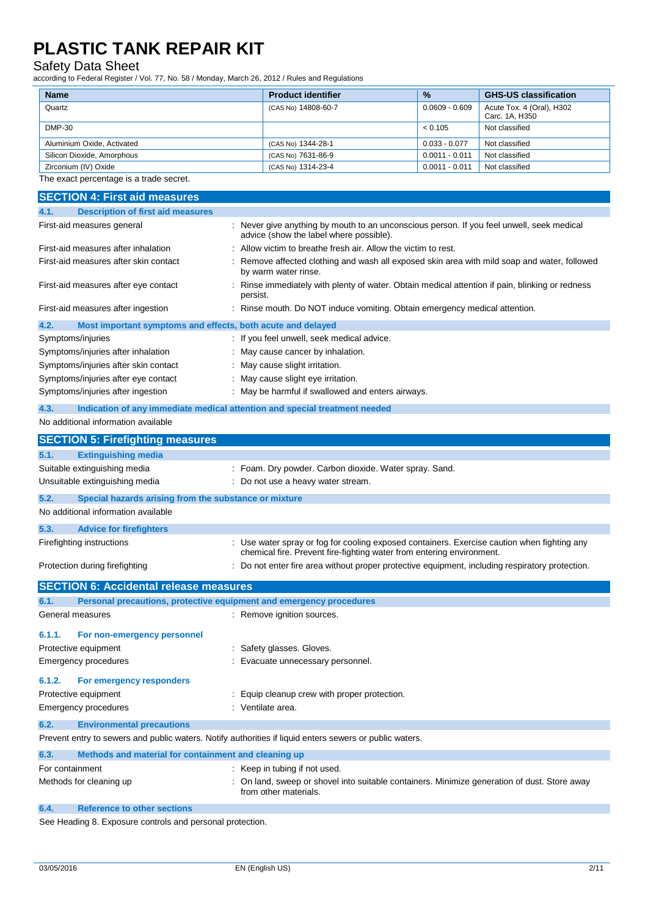| Name | Product identifier | % | GHS-US classification |
|---|---|---|---|
| Quartz | (CAS No) 14808-60-7 | 0.0609 - 0.609 | Acute Tox. 4 (Oral), H302<br>Carc. 1A, H350 |
| DMP-30 | | < 0.105 | Not classified |
| Aluminium Oxide, Activated | (CAS No) 1344-28-1 | 0.033 - 0.077 | Not classified |
| Silicon Dioxide, Amorphous | (CAS No) 7631-86-9 | 0.0011 - 0.011 | Not classified |
| Zirconium (IV) Oxide | (CAS No) 1314-23-4 | 0.0011 - 0.011 | Not classified |

The exact percentage is a trade secret.

## SECTION 4: First aid measures

### 4.1. Description of first aid measures

First-aid measures general : Never give anything by mouth to an unconscious person. If you feel unwell, seek medical advice (show the label where possible).

First-aid measures after inhalation : Allow victim to breathe fresh air. Allow the victim to rest.

First-aid measures after skin contact : Remove affected clothing and wash all exposed skin area with mild soap and water, followed by warm water rinse.

First-aid measures after eye contact : Rinse immediately with plenty of water. Obtain medical attention if pain, blinking or redness persist.

First-aid measures after ingestion : Rinse mouth. Do NOT induce vomiting. Obtain emergency medical attention.

### 4.2. Most important symptoms and effects, both acute and delayed

Symptoms/injuries : If you feel unwell, seek medical advice.

Symptoms/injuries after inhalation : May cause cancer by inhalation.

Symptoms/injuries after skin contact : May cause slight irritation.

Symptoms/injuries after eye contact : May cause slight eye irritation.

Symptoms/injuries after ingestion : May be harmful if swallowed and enters airways.

### 4.3. Indication of any immediate medical attention and special treatment needed

No additional information available

## SECTION 5: Firefighting measures

### 5.1. Extinguishing media

Suitable extinguishing media : Foam. Dry powder. Carbon dioxide. Water spray. Sand.

Unsuitable extinguishing media : Do not use a heavy water stream.

### 5.2. Special hazards arising from the substance or mixture

No additional information available

### 5.3. Advice for firefighters

Firefighting instructions : Use water spray or fog for cooling exposed containers. Exercise caution when fighting any chemical fire. Prevent fire-fighting water from entering environment.

Protection during firefighting : Do not enter fire area without proper protective equipment, including respiratory protection.

## SECTION 6: Accidental release measures

### 6.1. Personal precautions, protective equipment and emergency procedures

General measures : Remove ignition sources.

#### 6.1.1. For non-emergency personnel

Protective equipment : Safety glasses. Gloves.

Emergency procedures : Evacuate unnecessary personnel.

#### 6.1.2. For emergency responders

Protective equipment : Equip cleanup crew with proper protection.

Emergency procedures : Ventilate area.

### 6.2. Environmental precautions

Prevent entry to sewers and public waters. Notify authorities if liquid enters sewers or public waters.

### 6.3. Methods and material for containment and cleaning up

For containment : Keep in tubing if not used.

Methods for cleaning up : On land, sweep or shovel into suitable containers. Minimize generation of dust. Store away from other materials.

### 6.4. Reference to other sections

See Heading 8. Exposure controls and personal protection.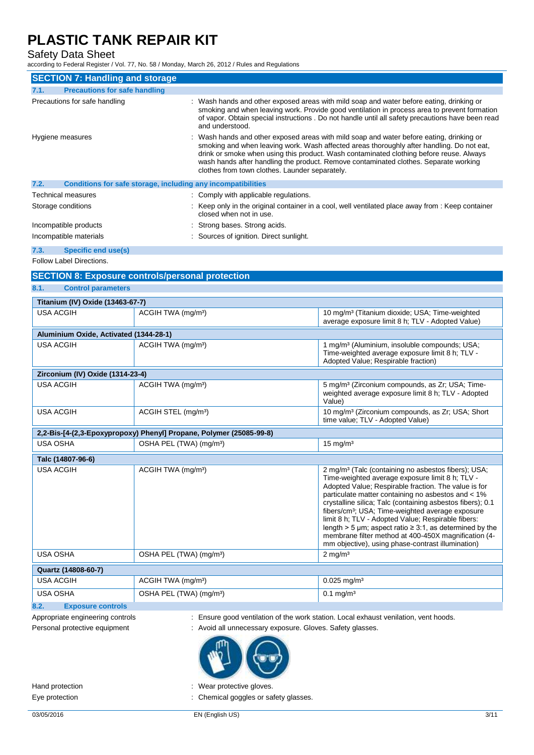# PLASTIC TANK REPAIR KIT

Safety Data Sheet

according to Federal Register / Vol. 77, No. 58 / Monday, March 26, 2012 / Rules and Regulations

## SECTION 7: Handling and storage

### 7.1. Precautions for safe handling

Precautions for safe handling : Wash hands and other exposed areas with mild soap and water before eating, drinking or smoking and when leaving work. Provide good ventilation in process area to prevent formation of vapor. Obtain special instructions . Do not handle until all safety precautions have been read and understood.

Hygiene measures : Wash hands and other exposed areas with mild soap and water before eating, drinking or smoking and when leaving work. Wash affected areas thoroughly after handling. Do not eat, drink or smoke when using this product. Wash contaminated clothing before reuse. Always wash hands after handling the product. Remove contaminated clothes. Separate working clothes from town clothes. Launder separately.

### 7.2. Conditions for safe storage, including any incompatibilities

Technical measures : Comply with applicable regulations.

Storage conditions : Keep only in the original container in a cool, well ventilated place away from : Keep container closed when not in use.

Incompatible products : Strong bases. Strong acids.

Incompatible materials : Sources of ignition. Direct sunlight.

### 7.3. Specific end use(s)

Follow Label Directions.

## SECTION 8: Exposure controls/personal protection

### 8.1. Control parameters

| Titanium (IV) Oxide (13463-67-7) | | |
|---|---|---|
| USA ACGIH | ACGIH TWA (mg/m³) | 10 mg/m³ (Titanium dioxide; USA; Time-weighted average exposure limit 8 h; TLV - Adopted Value) |

| Aluminium Oxide, Activated (1344-28-1) | | |
|---|---|---|
| USA ACGIH | ACGIH TWA (mg/m³) | 1 mg/m³ (Aluminium, insoluble compounds; USA; Time-weighted average exposure limit 8 h; TLV - Adopted Value; Respirable fraction) |

| Zirconium (IV) Oxide (1314-23-4) | | |
|---|---|---|
| USA ACGIH | ACGIH TWA (mg/m³) | 5 mg/m³ (Zirconium compounds, as Zr; USA; Time-weighted average exposure limit 8 h; TLV - Adopted Value) |
| USA ACGIH | ACGIH STEL (mg/m³) | 10 mg/m³ (Zirconium compounds, as Zr; USA; Short time value; TLV - Adopted Value) |

| 2,2-Bis-[4-(2,3-Epoxypropoxy) Phenyl] Propane, Polymer (25085-99-8) | | |
|---|---|---|
| USA OSHA | OSHA PEL (TWA) (mg/m³) | 15 mg/m³ |

| Talc (14807-96-6) | | |
|---|---|---|
| USA ACGIH | ACGIH TWA (mg/m³) | 2 mg/m³ (Talc (containing no asbestos fibers); USA; Time-weighted average exposure limit 8 h; TLV - Adopted Value; Respirable fraction. The value is for particulate matter containing no asbestos and < 1% crystalline silica; Talc (containing asbestos fibers); 0.1 fibers/cm³; USA; Time-weighted average exposure limit 8 h; TLV - Adopted Value; Respirable fibers: length > 5 µm; aspect ratio ≥ 3:1, as determined by the membrane filter method at 400-450X magnification (4-mm objective), using phase-contrast illumination) |
| USA OSHA | OSHA PEL (TWA) (mg/m³) | 2 mg/m³ |

| Quartz (14808-60-7) | | |
|---|---|---|
| USA ACGIH | ACGIH TWA (mg/m³) | 0.025 mg/m³ |
| USA OSHA | OSHA PEL (TWA) (mg/m³) | 0.1 mg/m³ |

### 8.2. Exposure controls

Appropriate engineering controls : Ensure good ventilation of the work station. Local exhaust venilation, vent hoods.

Personal protective equipment : Avoid all unnecessary exposure. Gloves. Safety glasses.

Hand protection : Wear protective gloves.

Eye protection : Chemical goggles or safety glasses.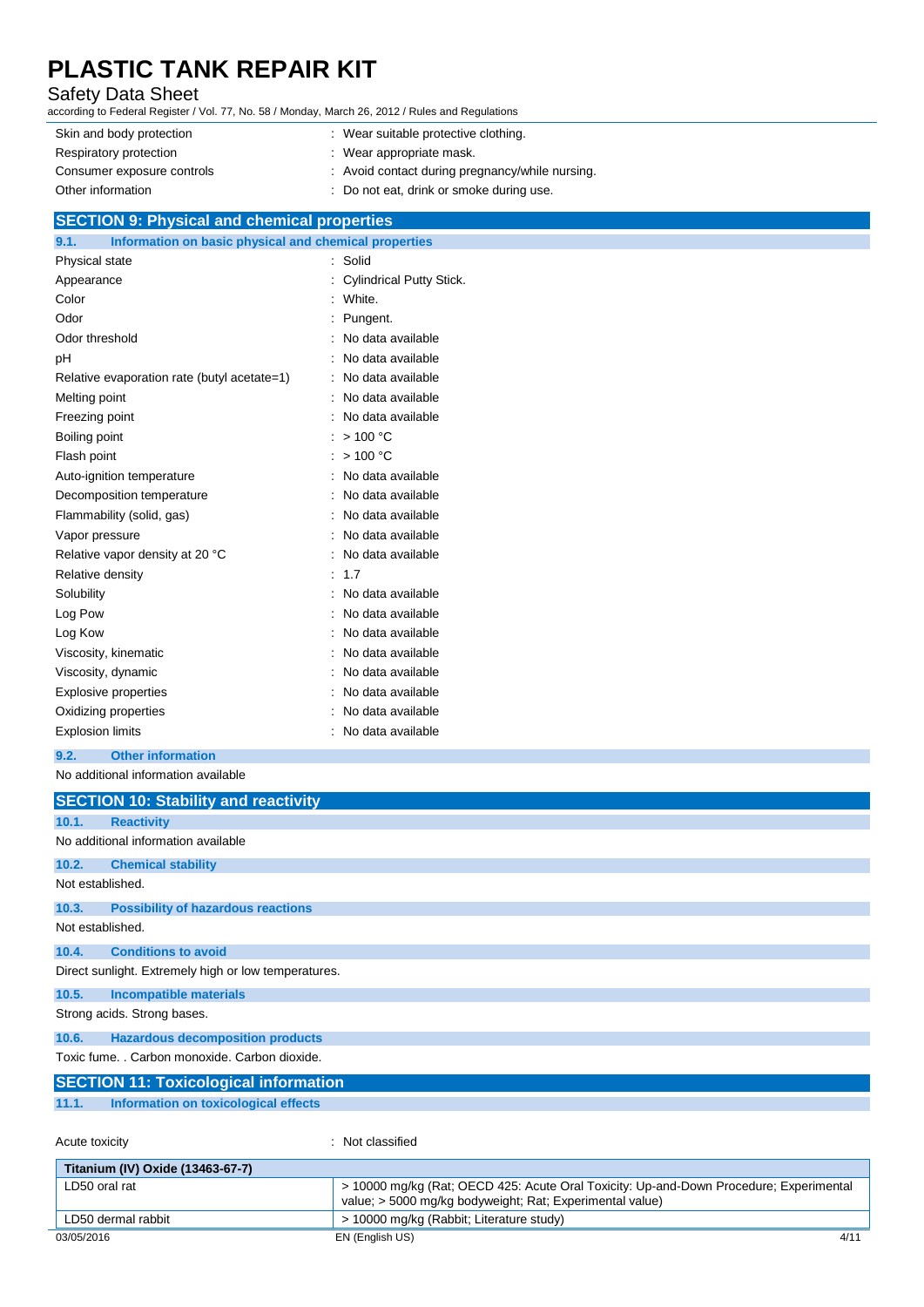| | |
|---|---|
| Skin and body protection | : Wear suitable protective clothing. |
| Respiratory protection | : Wear appropriate mask. |
| Consumer exposure controls | : Avoid contact during pregnancy/while nursing. |
| Other information | : Do not eat, drink or smoke during use. |

## SECTION 9: Physical and chemical properties

### 9.1. Information on basic physical and chemical properties

| | |
|---|---|
| Physical state | : Solid |
| Appearance | : Cylindrical Putty Stick. |
| Color | : White. |
| Odor | : Pungent. |
| Odor threshold | : No data available |
| pH | : No data available |
| Relative evaporation rate (butyl acetate=1) | : No data available |
| Melting point | : No data available |
| Freezing point | : No data available |
| Boiling point | : > 100 °C |
| Flash point | : > 100 °C |
| Auto-ignition temperature | : No data available |
| Decomposition temperature | : No data available |
| Flammability (solid, gas) | : No data available |
| Vapor pressure | : No data available |
| Relative vapor density at 20 °C | : No data available |
| Relative density | : 1.7 |
| Solubility | : No data available |
| Log Pow | : No data available |
| Log Kow | : No data available |
| Viscosity, kinematic | : No data available |
| Viscosity, dynamic | : No data available |
| Explosive properties | : No data available |
| Oxidizing properties | : No data available |
| Explosion limits | : No data available |

### 9.2. Other information

No additional information available

## SECTION 10: Stability and reactivity

### 10.1. Reactivity

No additional information available

### 10.2. Chemical stability

Not established.

### 10.3. Possibility of hazardous reactions

Not established.

### 10.4. Conditions to avoid

Direct sunlight. Extremely high or low temperatures.

### 10.5. Incompatible materials

Strong acids. Strong bases.

### 10.6. Hazardous decomposition products

Toxic fume. . Carbon monoxide. Carbon dioxide.

## SECTION 11: Toxicological information

### 11.1. Information on toxicological effects

Acute toxicity : Not classified

| Titanium (IV) Oxide (13463-67-7) | |
|---|---|
| LD50 oral rat | > 10000 mg/kg (Rat; OECD 425: Acute Oral Toxicity: Up-and-Down Procedure; Experimental value; > 5000 mg/kg bodyweight; Rat; Experimental value) |
| LD50 dermal rabbit | > 10000 mg/kg (Rabbit; Literature study) |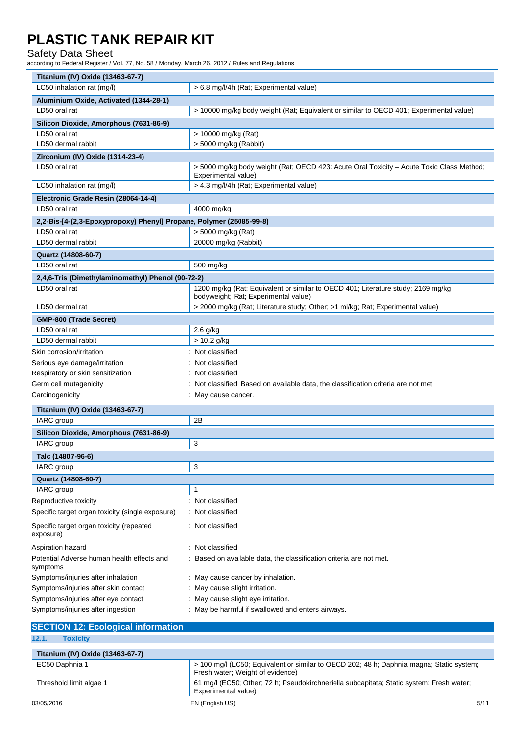| Titanium (IV) Oxide (13463-67-7) | |
|---|---|
| LC50 inhalation rat (mg/l) | > 6.8 mg/l/4h (Rat; Experimental value) |

| Aluminium Oxide, Activated (1344-28-1) | |
|---|---|
| LD50 oral rat | > 10000 mg/kg body weight (Rat; Equivalent or similar to OECD 401; Experimental value) |

| Silicon Dioxide, Amorphous (7631-86-9) | |
|---|---|
| LD50 oral rat | > 10000 mg/kg (Rat) |
| LD50 dermal rabbit | > 5000 mg/kg (Rabbit) |

| Zirconium (IV) Oxide (1314-23-4) | |
|---|---|
| LD50 oral rat | > 5000 mg/kg body weight (Rat; OECD 423: Acute Oral Toxicity – Acute Toxic Class Method; Experimental value) |
| LC50 inhalation rat (mg/l) | > 4.3 mg/l/4h (Rat; Experimental value) |

| Electronic Grade Resin (28064-14-4) | |
|---|---|
| LD50 oral rat | 4000 mg/kg |

| 2,2-Bis-[4-(2,3-Epoxypropoxy) Phenyl] Propane, Polymer (25085-99-8) | |
|---|---|
| LD50 oral rat | > 5000 mg/kg (Rat) |
| LD50 dermal rabbit | 20000 mg/kg (Rabbit) |

| Quartz (14808-60-7) | |
|---|---|
| LD50 oral rat | 500 mg/kg |

| 2,4,6-Tris (Dimethylaminomethyl) Phenol (90-72-2) | |
|---|---|
| LD50 oral rat | 1200 mg/kg (Rat; Equivalent or similar to OECD 401; Literature study; 2169 mg/kg bodyweight; Rat; Experimental value) |
| LD50 dermal rat | > 2000 mg/kg (Rat; Literature study; Other; >1 ml/kg; Rat; Experimental value) |

| GMP-800 (Trade Secret) | |
|---|---|
| LD50 oral rat | 2.6 g/kg |
| LD50 dermal rabbit | > 10.2 g/kg |

Skin corrosion/irritation : Not classified

Serious eye damage/irritation : Not classified

Respiratory or skin sensitization : Not classified

Germ cell mutagenicity : Not classified Based on available data, the classification criteria are not met

Carcinogenicity : May cause cancer.

| Titanium (IV) Oxide (13463-67-7) | |
|---|---|
| IARC group | 2B |

| Silicon Dioxide, Amorphous (7631-86-9) | |
|---|---|
| IARC group | 3 |

| Talc (14807-96-6) | |
|---|---|
| IARC group | 3 |

| Quartz (14808-60-7) | |
|---|---|
| IARC group | 1 |

Reproductive toxicity : Not classified

Specific target organ toxicity (single exposure) : Not classified

Specific target organ toxicity (repeated exposure) : Not classified

Aspiration hazard : Not classified

Potential Adverse human health effects and symptoms : Based on available data, the classification criteria are not met.

Symptoms/injuries after inhalation : May cause cancer by inhalation.

Symptoms/injuries after skin contact : May cause slight irritation.

Symptoms/injuries after eye contact : May cause slight eye irritation.

Symptoms/injuries after ingestion : May be harmful if swallowed and enters airways.

## SECTION 12: Ecological information

### 12.1. Toxicity

| Titanium (IV) Oxide (13463-67-7) | |
|---|---|
| EC50 Daphnia 1 | > 100 mg/l (LC50; Equivalent or similar to OECD 202; 48 h; Daphnia magna; Static system; Fresh water; Weight of evidence) |
| Threshold limit algae 1 | 61 mg/l (EC50; Other; 72 h; Pseudokirchneriella subcapitata; Static system; Fresh water; Experimental value) |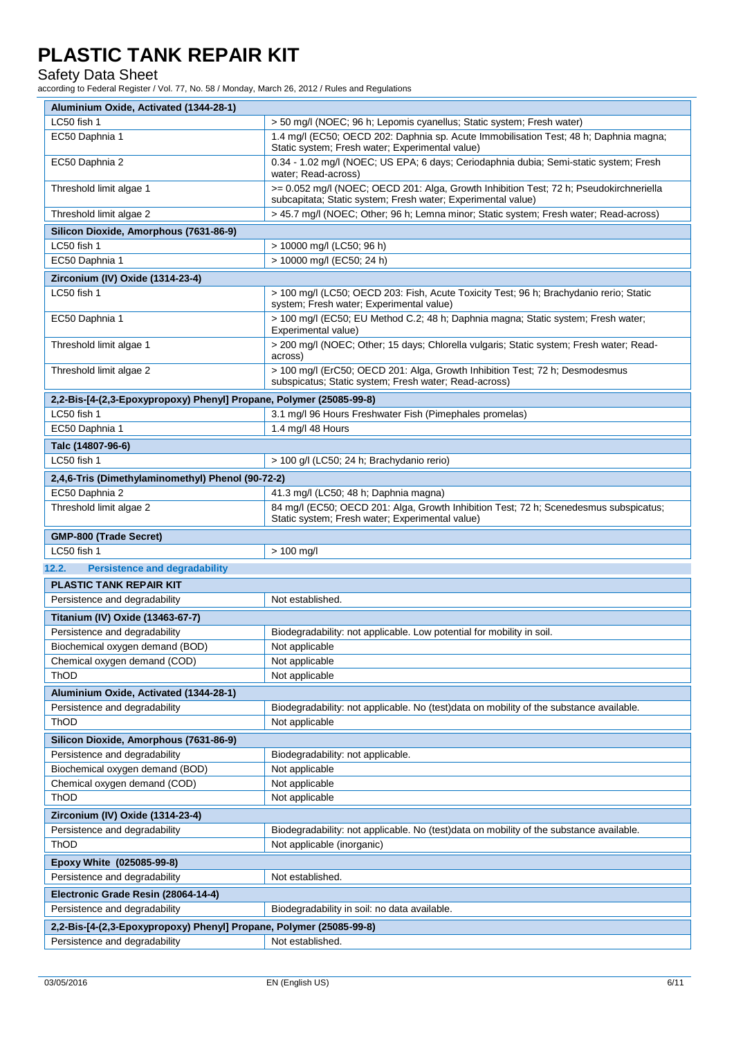| Aluminium Oxide, Activated (1344-28-1) | |
|---|---|
| LC50 fish 1 | > 50 mg/l (NOEC; 96 h; Lepomis cyanellus; Static system; Fresh water) |
| EC50 Daphnia 1 | 1.4 mg/l (EC50; OECD 202: Daphnia sp. Acute Immobilisation Test; 48 h; Daphnia magna; Static system; Fresh water; Experimental value) |
| EC50 Daphnia 2 | 0.34 - 1.02 mg/l (NOEC; US EPA; 6 days; Ceriodaphnia dubia; Semi-static system; Fresh water; Read-across) |
| Threshold limit algae 1 | >= 0.052 mg/l (NOEC; OECD 201: Alga, Growth Inhibition Test; 72 h; Pseudokirchneriella subcapitata; Static system; Fresh water; Experimental value) |
| Threshold limit algae 2 | > 45.7 mg/l (NOEC; Other; 96 h; Lemna minor; Static system; Fresh water; Read-across) |

| Silicon Dioxide, Amorphous (7631-86-9) | |
|---|---|
| LC50 fish 1 | > 10000 mg/l (LC50; 96 h) |
| EC50 Daphnia 1 | > 10000 mg/l (EC50; 24 h) |

| Zirconium (IV) Oxide (1314-23-4) | |
|---|---|
| LC50 fish 1 | > 100 mg/l (LC50; OECD 203: Fish, Acute Toxicity Test; 96 h; Brachydanio rerio; Static system; Fresh water; Experimental value) |
| EC50 Daphnia 1 | > 100 mg/l (EC50; EU Method C.2; 48 h; Daphnia magna; Static system; Fresh water; Experimental value) |
| Threshold limit algae 1 | > 200 mg/l (NOEC; Other; 15 days; Chlorella vulgaris; Static system; Fresh water; Read-across) |
| Threshold limit algae 2 | > 100 mg/l (ErC50; OECD 201: Alga, Growth Inhibition Test; 72 h; Desmodesmus subspicatus; Static system; Fresh water; Read-across) |

| 2,2-Bis-[4-(2,3-Epoxypropoxy) Phenyl] Propane, Polymer (25085-99-8) | |
|---|---|
| LC50 fish 1 | 3.1 mg/l 96 Hours Freshwater Fish (Pimephales promelas) |
| EC50 Daphnia 1 | 1.4 mg/l 48 Hours |

| Talc (14807-96-6) | |
|---|---|
| LC50 fish 1 | > 100 g/l (LC50; 24 h; Brachydanio rerio) |

| 2,4,6-Tris (Dimethylaminomethyl) Phenol (90-72-2) | |
|---|---|
| EC50 Daphnia 2 | 41.3 mg/l (LC50; 48 h; Daphnia magna) |
| Threshold limit algae 2 | 84 mg/l (EC50; OECD 201: Alga, Growth Inhibition Test; 72 h; Scenedesmus subspicatus; Static system; Fresh water; Experimental value) |

| GMP-800 (Trade Secret) | |
|---|---|
| LC50 fish 1 | > 100 mg/l |

### 12.2. Persistence and degradability

| PLASTIC TANK REPAIR KIT | |
|---|---|
| Persistence and degradability | Not established. |

| Titanium (IV) Oxide (13463-67-7) | |
|---|---|
| Persistence and degradability | Biodegradability: not applicable. Low potential for mobility in soil. |
| Biochemical oxygen demand (BOD) | Not applicable |
| Chemical oxygen demand (COD) | Not applicable |
| ThOD | Not applicable |

| Aluminium Oxide, Activated (1344-28-1) | |
|---|---|
| Persistence and degradability | Biodegradability: not applicable. No (test)data on mobility of the substance available. |
| ThOD | Not applicable |

| Silicon Dioxide, Amorphous (7631-86-9) | |
|---|---|
| Persistence and degradability | Biodegradability: not applicable. |
| Biochemical oxygen demand (BOD) | Not applicable |
| Chemical oxygen demand (COD) | Not applicable |
| ThOD | Not applicable |

| Zirconium (IV) Oxide (1314-23-4) | |
|---|---|
| Persistence and degradability | Biodegradability: not applicable. No (test)data on mobility of the substance available. |
| ThOD | Not applicable (inorganic) |

| Epoxy White (025085-99-8) | |
|---|---|
| Persistence and degradability | Not established. |

| Electronic Grade Resin (28064-14-4) | |
|---|---|
| Persistence and degradability | Biodegradability in soil: no data available. |

| 2,2-Bis-[4-(2,3-Epoxypropoxy) Phenyl] Propane, Polymer (25085-99-8) | |
|---|---|
| Persistence and degradability | Not established. |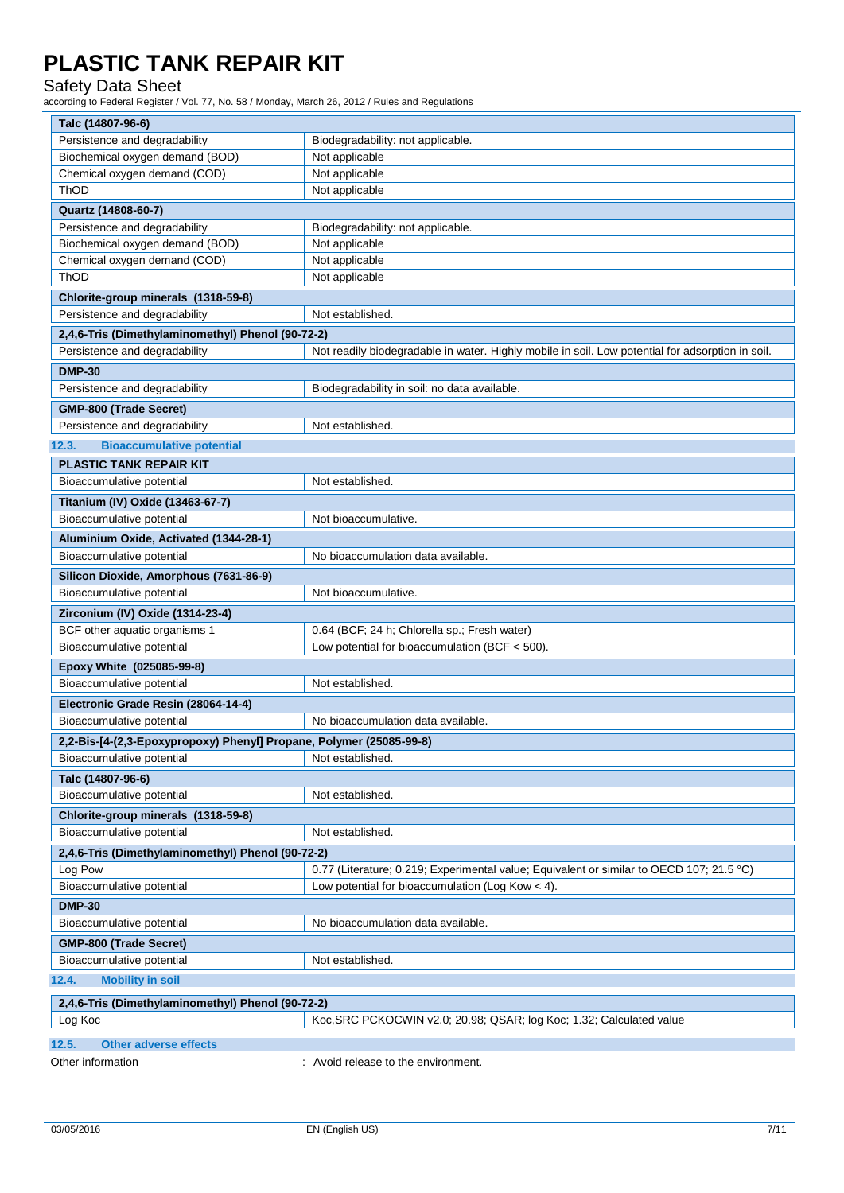| Talc (14807-96-6) | |
|---|---|
| Persistence and degradability | Biodegradability: not applicable. |
| Biochemical oxygen demand (BOD) | Not applicable |
| Chemical oxygen demand (COD) | Not applicable |
| ThOD | Not applicable |

| Quartz (14808-60-7) | |
|---|---|
| Persistence and degradability | Biodegradability: not applicable. |
| Biochemical oxygen demand (BOD) | Not applicable |
| Chemical oxygen demand (COD) | Not applicable |
| ThOD | Not applicable |

| Chlorite-group minerals (1318-59-8) | |
|---|---|
| Persistence and degradability | Not established. |

| 2,4,6-Tris (Dimethylaminomethyl) Phenol (90-72-2) | |
|---|---|
| Persistence and degradability | Not readily biodegradable in water. Highly mobile in soil. Low potential for adsorption in soil. |

| DMP-30 | |
|---|---|
| Persistence and degradability | Biodegradability in soil: no data available. |

| GMP-800 (Trade Secret) | |
|---|---|
| Persistence and degradability | Not established. |

### 12.3. Bioaccumulative potential

| PLASTIC TANK REPAIR KIT | |
|---|---|
| Bioaccumulative potential | Not established. |

| Titanium (IV) Oxide (13463-67-7) | |
|---|---|
| Bioaccumulative potential | Not bioaccumulative. |

| Aluminium Oxide, Activated (1344-28-1) | |
|---|---|
| Bioaccumulative potential | No bioaccumulation data available. |

| Silicon Dioxide, Amorphous (7631-86-9) | |
|---|---|
| Bioaccumulative potential | Not bioaccumulative. |

| Zirconium (IV) Oxide (1314-23-4) | |
|---|---|
| BCF other aquatic organisms 1 | 0.64 (BCF; 24 h; Chlorella sp.; Fresh water) |
| Bioaccumulative potential | Low potential for bioaccumulation (BCF < 500). |

| Epoxy White (025085-99-8) | |
|---|---|
| Bioaccumulative potential | Not established. |

| Electronic Grade Resin (28064-14-4) | |
|---|---|
| Bioaccumulative potential | No bioaccumulation data available. |

| 2,2-Bis-[4-(2,3-Epoxypropoxy) Phenyl] Propane, Polymer (25085-99-8) | |
|---|---|
| Bioaccumulative potential | Not established. |

| Talc (14807-96-6) | |
|---|---|
| Bioaccumulative potential | Not established. |

| Chlorite-group minerals (1318-59-8) | |
|---|---|
| Bioaccumulative potential | Not established. |

| 2,4,6-Tris (Dimethylaminomethyl) Phenol (90-72-2) | |
|---|---|
| Log Pow | 0.77 (Literature; 0.219; Experimental value; Equivalent or similar to OECD 107; 21.5 °C) |
| Bioaccumulative potential | Low potential for bioaccumulation (Log Kow < 4). |

| DMP-30 | |
|---|---|
| Bioaccumulative potential | No bioaccumulation data available. |

| GMP-800 (Trade Secret) | |
|---|---|
| Bioaccumulative potential | Not established. |

### 12.4. Mobility in soil

| 2,4,6-Tris (Dimethylaminomethyl) Phenol (90-72-2) | |
|---|---|
| Log Koc | Koc,SRC PCKOCWIN v2.0; 20.98; QSAR; log Koc; 1.32; Calculated value |

### 12.5. Other adverse effects

Other information : Avoid release to the environment.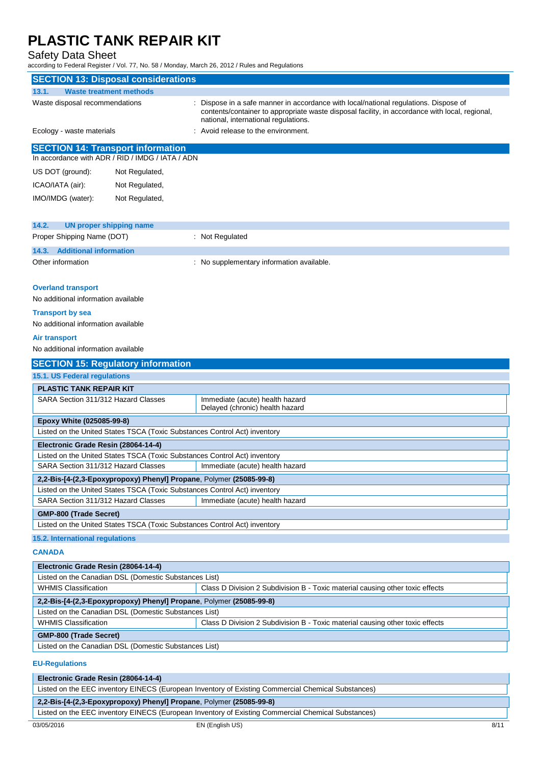## SECTION 13: Disposal considerations

### 13.1. Waste treatment methods

| | |
|---|---|
| Waste disposal recommendations | : Dispose in a safe manner in accordance with local/national regulations. Dispose of contents/container to appropriate waste disposal facility, in accordance with local, regional, national, international regulations. |
| Ecology - waste materials | : Avoid release to the environment. |

## SECTION 14: Transport information

In accordance with ADR / RID / IMDG / IATA / ADN

| | |
|---|---|
| US DOT (ground): | Not Regulated, |
| ICAO/IATA (air): | Not Regulated, |
| IMO/IMDG (water): | Not Regulated, |

### 14.2. UN proper shipping name

| | |
|---|---|
| Proper Shipping Name (DOT) | : Not Regulated |

### 14.3. Additional information

| | |
|---|---|
| Other information | : No supplementary information available. |

**Overland transport**

No additional information available

**Transport by sea**

No additional information available

**Air transport**

No additional information available

## SECTION 15: Regulatory information

### 15.1. US Federal regulations

| PLASTIC TANK REPAIR KIT | |
|---|---|
| SARA Section 311/312 Hazard Classes | Immediate (acute) health hazard<br>Delayed (chronic) health hazard |

| Epoxy White (025085-99-8) |
|---|
| Listed on the United States TSCA (Toxic Substances Control Act) inventory |

| Electronic Grade Resin (28064-14-4) | |
|---|---|
| Listed on the United States TSCA (Toxic Substances Control Act) inventory | |
| SARA Section 311/312 Hazard Classes | Immediate (acute) health hazard |

| 2,2-Bis-[4-(2,3-Epoxypropoxy) Phenyl] Propane, Polymer (25085-99-8) | |
|---|---|
| Listed on the United States TSCA (Toxic Substances Control Act) inventory | |
| SARA Section 311/312 Hazard Classes | Immediate (acute) health hazard |

| GMP-800 (Trade Secret) |
|---|
| Listed on the United States TSCA (Toxic Substances Control Act) inventory |

### 15.2. International regulations

**CANADA**

| Electronic Grade Resin (28064-14-4) | |
|---|---|
| Listed on the Canadian DSL (Domestic Substances List) | |
| WHMIS Classification | Class D Division 2 Subdivision B - Toxic material causing other toxic effects |

| 2,2-Bis-[4-(2,3-Epoxypropoxy) Phenyl] Propane, Polymer (25085-99-8) | |
|---|---|
| Listed on the Canadian DSL (Domestic Substances List) | |
| WHMIS Classification | Class D Division 2 Subdivision B - Toxic material causing other toxic effects |

| GMP-800 (Trade Secret) |
|---|
| Listed on the Canadian DSL (Domestic Substances List) |

**EU-Regulations**

| Electronic Grade Resin (28064-14-4) |
|---|
| Listed on the EEC inventory EINECS (European Inventory of Existing Commercial Chemical Substances) |

| 2,2-Bis-[4-(2,3-Epoxypropoxy) Phenyl] Propane, Polymer (25085-99-8) |
|---|
| Listed on the EEC inventory EINECS (European Inventory of Existing Commercial Chemical Substances) |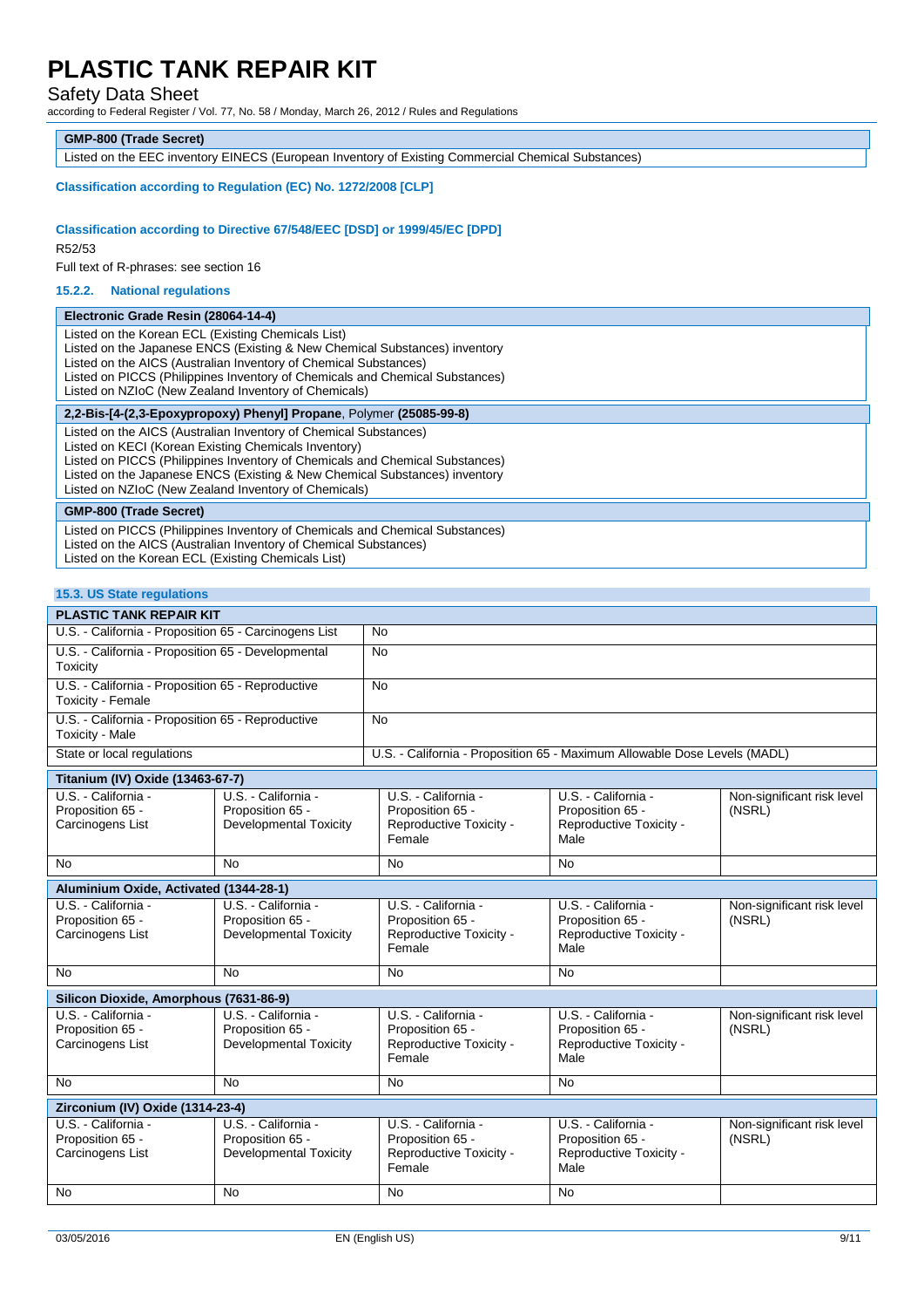| GMP-800 (Trade Secret) |
|---|
| Listed on the EEC inventory EINECS (European Inventory of Existing Commercial Chemical Substances) |

**Classification according to Regulation (EC) No. 1272/2008 [CLP]**

**Classification according to Directive 67/548/EEC [DSD] or 1999/45/EC [DPD]**

R52/53

Full text of R-phrases: see section 16

### 15.2.2. National regulations

| Electronic Grade Resin (28064-14-4) |
|---|
| Listed on the Korean ECL (Existing Chemicals List)<br>Listed on the Japanese ENCS (Existing & New Chemical Substances) inventory<br>Listed on the AICS (Australian Inventory of Chemical Substances)<br>Listed on PICCS (Philippines Inventory of Chemicals and Chemical Substances)<br>Listed on NZIoC (New Zealand Inventory of Chemicals) |

| 2,2-Bis-[4-(2,3-Epoxypropoxy) Phenyl] Propane, Polymer (25085-99-8) |
|---|
| Listed on the AICS (Australian Inventory of Chemical Substances)<br>Listed on KECI (Korean Existing Chemicals Inventory)<br>Listed on PICCS (Philippines Inventory of Chemicals and Chemical Substances)<br>Listed on the Japanese ENCS (Existing & New Chemical Substances) inventory<br>Listed on NZIoC (New Zealand Inventory of Chemicals) |

| GMP-800 (Trade Secret) |
|---|
| Listed on PICCS (Philippines Inventory of Chemicals and Chemical Substances)<br>Listed on the AICS (Australian Inventory of Chemical Substances)<br>Listed on the Korean ECL (Existing Chemicals List) |

### 15.3. US State regulations

| PLASTIC TANK REPAIR KIT | |
|---|---|
| U.S. - California - Proposition 65 - Carcinogens List | No |
| U.S. - California - Proposition 65 - Developmental Toxicity | No |
| U.S. - California - Proposition 65 - Reproductive Toxicity - Female | No |
| U.S. - California - Proposition 65 - Reproductive Toxicity - Male | No |
| State or local regulations | U.S. - California - Proposition 65 - Maximum Allowable Dose Levels (MADL) |

| Titanium (IV) Oxide (13463-67-7) | | | | |
|---|---|---|---|---|
| U.S. - California - Proposition 65 - Carcinogens List | U.S. - California - Proposition 65 - Developmental Toxicity | U.S. - California - Proposition 65 - Reproductive Toxicity - Female | U.S. - California - Proposition 65 - Reproductive Toxicity - Male | Non-significant risk level (NSRL) |
| No | No | No | No | |

| Aluminium Oxide, Activated (1344-28-1) | | | | |
|---|---|---|---|---|
| U.S. - California - Proposition 65 - Carcinogens List | U.S. - California - Proposition 65 - Developmental Toxicity | U.S. - California - Proposition 65 - Reproductive Toxicity - Female | U.S. - California - Proposition 65 - Reproductive Toxicity - Male | Non-significant risk level (NSRL) |
| No | No | No | No | |

| Silicon Dioxide, Amorphous (7631-86-9) | | | | |
|---|---|---|---|---|
| U.S. - California - Proposition 65 - Carcinogens List | U.S. - California - Proposition 65 - Developmental Toxicity | U.S. - California - Proposition 65 - Reproductive Toxicity - Female | U.S. - California - Proposition 65 - Reproductive Toxicity - Male | Non-significant risk level (NSRL) |
| No | No | No | No | |

| Zirconium (IV) Oxide (1314-23-4) | | | | |
|---|---|---|---|---|
| U.S. - California - Proposition 65 - Carcinogens List | U.S. - California - Proposition 65 - Developmental Toxicity | U.S. - California - Proposition 65 - Reproductive Toxicity - Female | U.S. - California - Proposition 65 - Reproductive Toxicity - Male | Non-significant risk level (NSRL) |
| No | No | No | No | |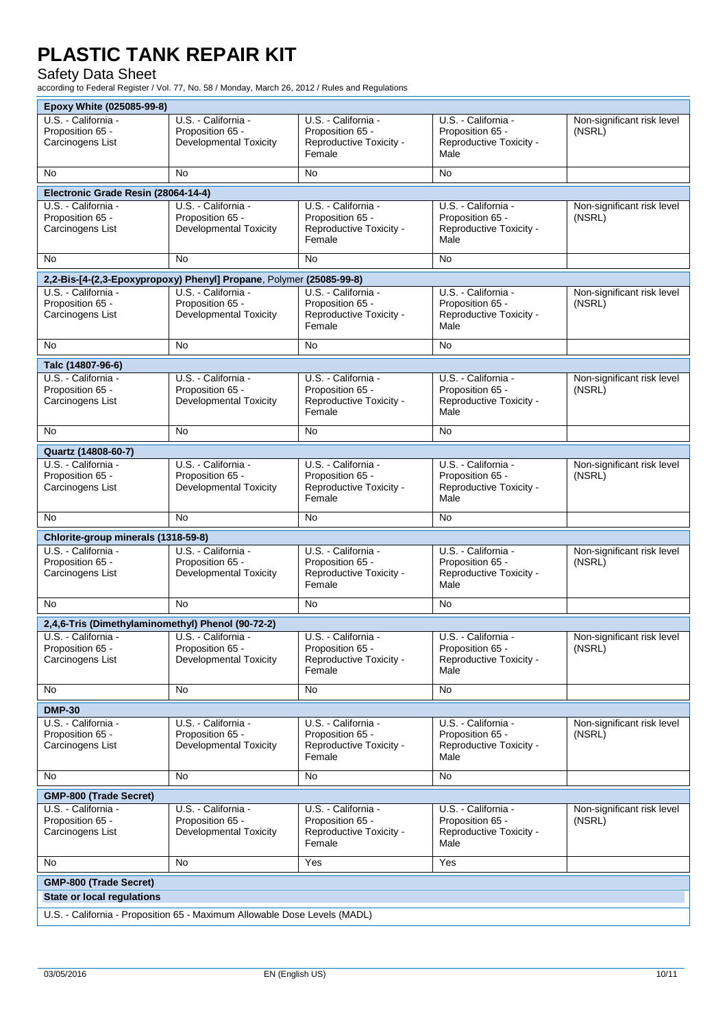| Epoxy White (025085-99-8) | | | | |
|---|---|---|---|---|
| U.S. - California - Proposition 65 - Carcinogens List | U.S. - California - Proposition 65 - Developmental Toxicity | U.S. - California - Proposition 65 - Reproductive Toxicity - Female | U.S. - California - Proposition 65 - Reproductive Toxicity - Male | Non-significant risk level (NSRL) |
| No | No | No | No | |

| Electronic Grade Resin (28064-14-4) | | | | |
|---|---|---|---|---|
| U.S. - California - Proposition 65 - Carcinogens List | U.S. - California - Proposition 65 - Developmental Toxicity | U.S. - California - Proposition 65 - Reproductive Toxicity - Female | U.S. - California - Proposition 65 - Reproductive Toxicity - Male | Non-significant risk level (NSRL) |
| No | No | No | No | |

| 2,2-Bis-[4-(2,3-Epoxypropoxy) Phenyl] Propane, Polymer (25085-99-8) | | | | |
|---|---|---|---|---|
| U.S. - California - Proposition 65 - Carcinogens List | U.S. - California - Proposition 65 - Developmental Toxicity | U.S. - California - Proposition 65 - Reproductive Toxicity - Female | U.S. - California - Proposition 65 - Reproductive Toxicity - Male | Non-significant risk level (NSRL) |
| No | No | No | No | |

| Talc (14807-96-6) | | | | |
|---|---|---|---|---|
| U.S. - California - Proposition 65 - Carcinogens List | U.S. - California - Proposition 65 - Developmental Toxicity | U.S. - California - Proposition 65 - Reproductive Toxicity - Female | U.S. - California - Proposition 65 - Reproductive Toxicity - Male | Non-significant risk level (NSRL) |
| No | No | No | No | |

| Quartz (14808-60-7) | | | | |
|---|---|---|---|---|
| U.S. - California - Proposition 65 - Carcinogens List | U.S. - California - Proposition 65 - Developmental Toxicity | U.S. - California - Proposition 65 - Reproductive Toxicity - Female | U.S. - California - Proposition 65 - Reproductive Toxicity - Male | Non-significant risk level (NSRL) |
| No | No | No | No | |

| Chlorite-group minerals (1318-59-8) | | | | |
|---|---|---|---|---|
| U.S. - California - Proposition 65 - Carcinogens List | U.S. - California - Proposition 65 - Developmental Toxicity | U.S. - California - Proposition 65 - Reproductive Toxicity - Female | U.S. - California - Proposition 65 - Reproductive Toxicity - Male | Non-significant risk level (NSRL) |
| No | No | No | No | |

| 2,4,6-Tris (Dimethylaminomethyl) Phenol (90-72-2) | | | | |
|---|---|---|---|---|
| U.S. - California - Proposition 65 - Carcinogens List | U.S. - California - Proposition 65 - Developmental Toxicity | U.S. - California - Proposition 65 - Reproductive Toxicity - Female | U.S. - California - Proposition 65 - Reproductive Toxicity - Male | Non-significant risk level (NSRL) |
| No | No | No | No | |

| DMP-30 | | | | |
|---|---|---|---|---|
| U.S. - California - Proposition 65 - Carcinogens List | U.S. - California - Proposition 65 - Developmental Toxicity | U.S. - California - Proposition 65 - Reproductive Toxicity - Female | U.S. - California - Proposition 65 - Reproductive Toxicity - Male | Non-significant risk level (NSRL) |
| No | No | No | No | |

| GMP-800 (Trade Secret) | | | | |
|---|---|---|---|---|
| U.S. - California - Proposition 65 - Carcinogens List | U.S. - California - Proposition 65 - Developmental Toxicity | U.S. - California - Proposition 65 - Reproductive Toxicity - Female | U.S. - California - Proposition 65 - Reproductive Toxicity - Male | Non-significant risk level (NSRL) |
| No | No | Yes | Yes | |

| GMP-800 (Trade Secret) |
|---|
| **State or local regulations** |
| U.S. - California - Proposition 65 - Maximum Allowable Dose Levels (MADL) |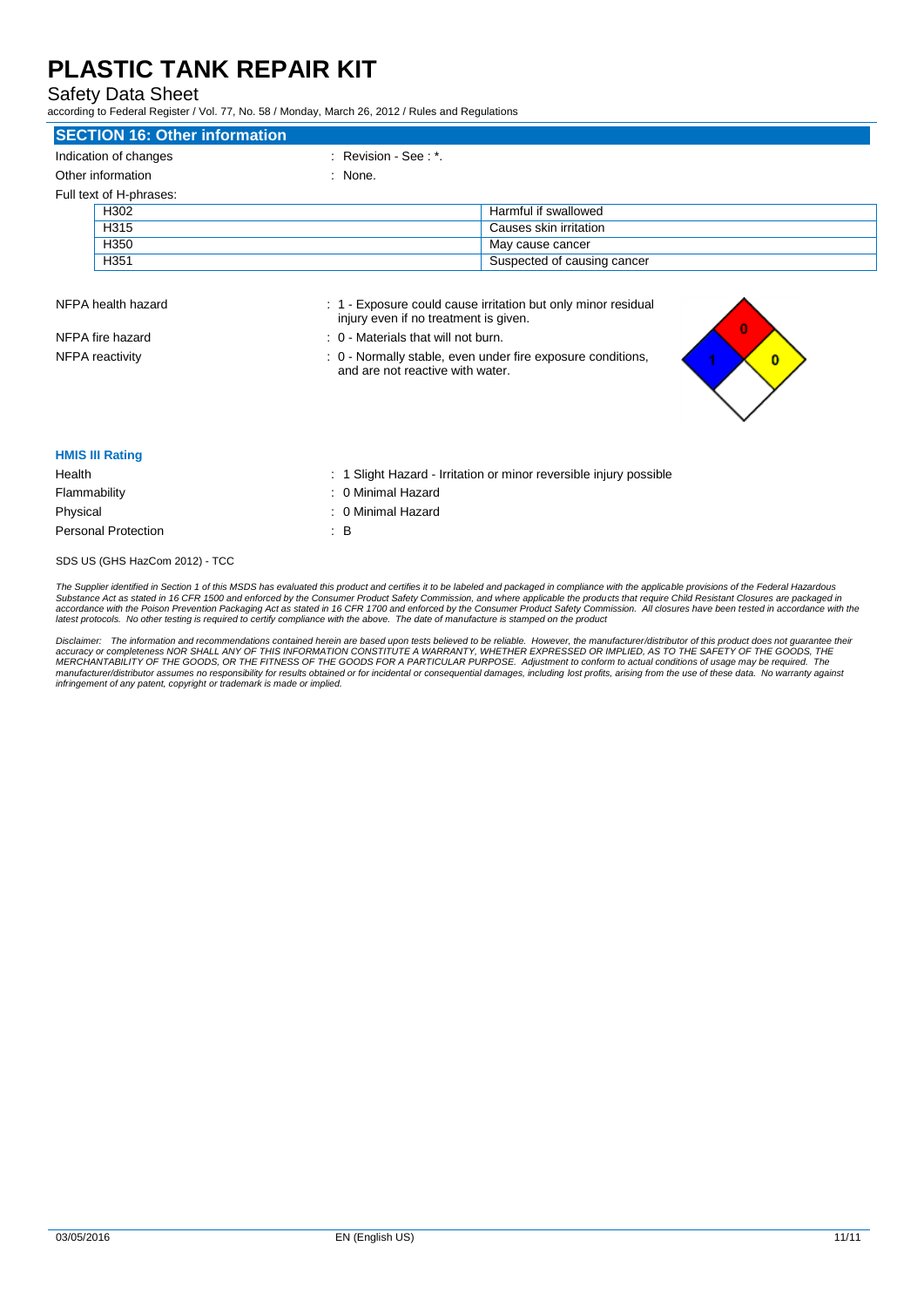# PLASTIC TANK REPAIR KIT

Safety Data Sheet

according to Federal Register / Vol. 77, No. 58 / Monday, March 26, 2012 / Rules and Regulations

## SECTION 16: Other information

Indication of changes : Revision - See : *.

Other information : None.

Full text of H-phrases:

| | |
|---|---|
| H302 | Harmful if swallowed |
| H315 | Causes skin irritation |
| H350 | May cause cancer |
| H351 | Suspected of causing cancer |

NFPA health hazard : 1 - Exposure could cause irritation but only minor residual injury even if no treatment is given.

NFPA fire hazard : 0 - Materials that will not burn.

NFPA reactivity : 0 - Normally stable, even under fire exposure conditions, and are not reactive with water.

0

1

0

### HMIS III Rating

Health : 1 Slight Hazard - Irritation or minor reversible injury possible

Flammability : 0 Minimal Hazard

Physical : 0 Minimal Hazard

Personal Protection : B

SDS US (GHS HazCom 2012) - TCC

*The Supplier identified in Section 1 of this MSDS has evaluated this product and certifies it to be labeled and packaged in compliance with the applicable provisions of the Federal Hazardous Substance Act as stated in 16 CFR 1500 and enforced by the Consumer Product Safety Commission, and where applicable the products that require Child Resistant Closures are packaged in accordance with the Poison Prevention Packaging Act as stated in 16 CFR 1700 and enforced by the Consumer Product Safety Commission. All closures have been tested in accordance with the latest protocols. No other testing is required to certify compliance with the above. The date of manufacture is stamped on the product*

*Disclaimer: The information and recommendations contained herein are based upon tests believed to be reliable. However, the manufacturer/distributor of this product does not guarantee their accuracy or completeness NOR SHALL ANY OF THIS INFORMATION CONSTITUTE A WARRANTY, WHETHER EXPRESSED OR IMPLIED, AS TO THE SAFETY OF THE GOODS, THE MERCHANTABILITY OF THE GOODS, OR THE FITNESS OF THE GOODS FOR A PARTICULAR PURPOSE. Adjustment to conform to actual conditions of usage may be required. The manufacturer/distributor assumes no responsibility for results obtained or for incidental or consequential damages, including lost profits, arising from the use of these data. No warranty against infringement of any patent, copyright or trademark is made or implied.*

03/05/2016 EN (English US)